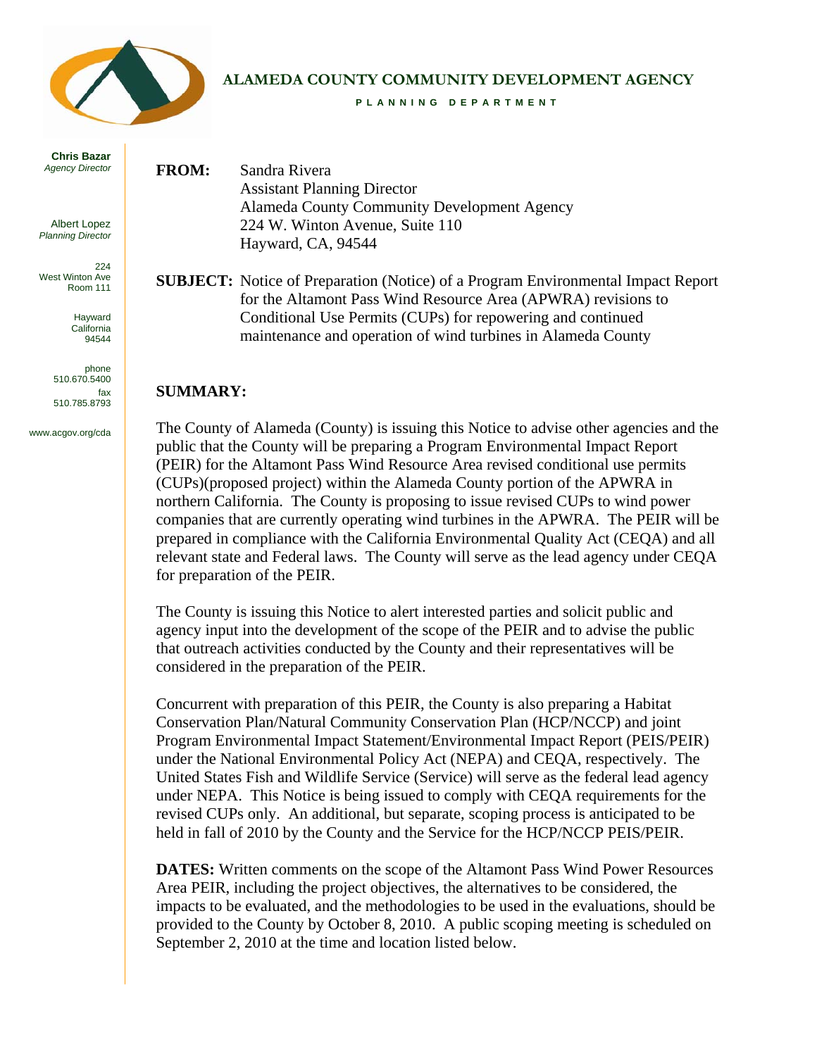# ALAMEDA COUNTY COMMUNITY DEVELOPMENT AGENCY

PLANNING DEPARTMENT

**Chris Bazar**
*Agency Director*

Albert Lopez
*Planning Director*

224
West Winton Ave
Room 111

Hayward
California
94544

phone
510.670.5400
fax
510.785.8793

www.acgov.org/cda

**FROM:** Sandra Rivera
Assistant Planning Director
Alameda County Community Development Agency
224 W. Winton Avenue, Suite 110
Hayward, CA, 94544

**SUBJECT:** Notice of Preparation (Notice) of a Program Environmental Impact Report for the Altamont Pass Wind Resource Area (APWRA) revisions to Conditional Use Permits (CUPs) for repowering and continued maintenance and operation of wind turbines in Alameda County

**SUMMARY:**

The County of Alameda (County) is issuing this Notice to advise other agencies and the public that the County will be preparing a Program Environmental Impact Report (PEIR) for the Altamont Pass Wind Resource Area revised conditional use permits (CUPs)(proposed project) within the Alameda County portion of the APWRA in northern California. The County is proposing to issue revised CUPs to wind power companies that are currently operating wind turbines in the APWRA. The PEIR will be prepared in compliance with the California Environmental Quality Act (CEQA) and all relevant state and Federal laws. The County will serve as the lead agency under CEQA for preparation of the PEIR.

The County is issuing this Notice to alert interested parties and solicit public and agency input into the development of the scope of the PEIR and to advise the public that outreach activities conducted by the County and their representatives will be considered in the preparation of the PEIR.

Concurrent with preparation of this PEIR, the County is also preparing a Habitat Conservation Plan/Natural Community Conservation Plan (HCP/NCCP) and joint Program Environmental Impact Statement/Environmental Impact Report (PEIS/PEIR) under the National Environmental Policy Act (NEPA) and CEQA, respectively. The United States Fish and Wildlife Service (Service) will serve as the federal lead agency under NEPA. This Notice is being issued to comply with CEQA requirements for the revised CUPs only. An additional, but separate, scoping process is anticipated to be held in fall of 2010 by the County and the Service for the HCP/NCCP PEIS/PEIR.

**DATES:** Written comments on the scope of the Altamont Pass Wind Power Resources Area PEIR, including the project objectives, the alternatives to be considered, the impacts to be evaluated, and the methodologies to be used in the evaluations, should be provided to the County by October 8, 2010. A public scoping meeting is scheduled on September 2, 2010 at the time and location listed below.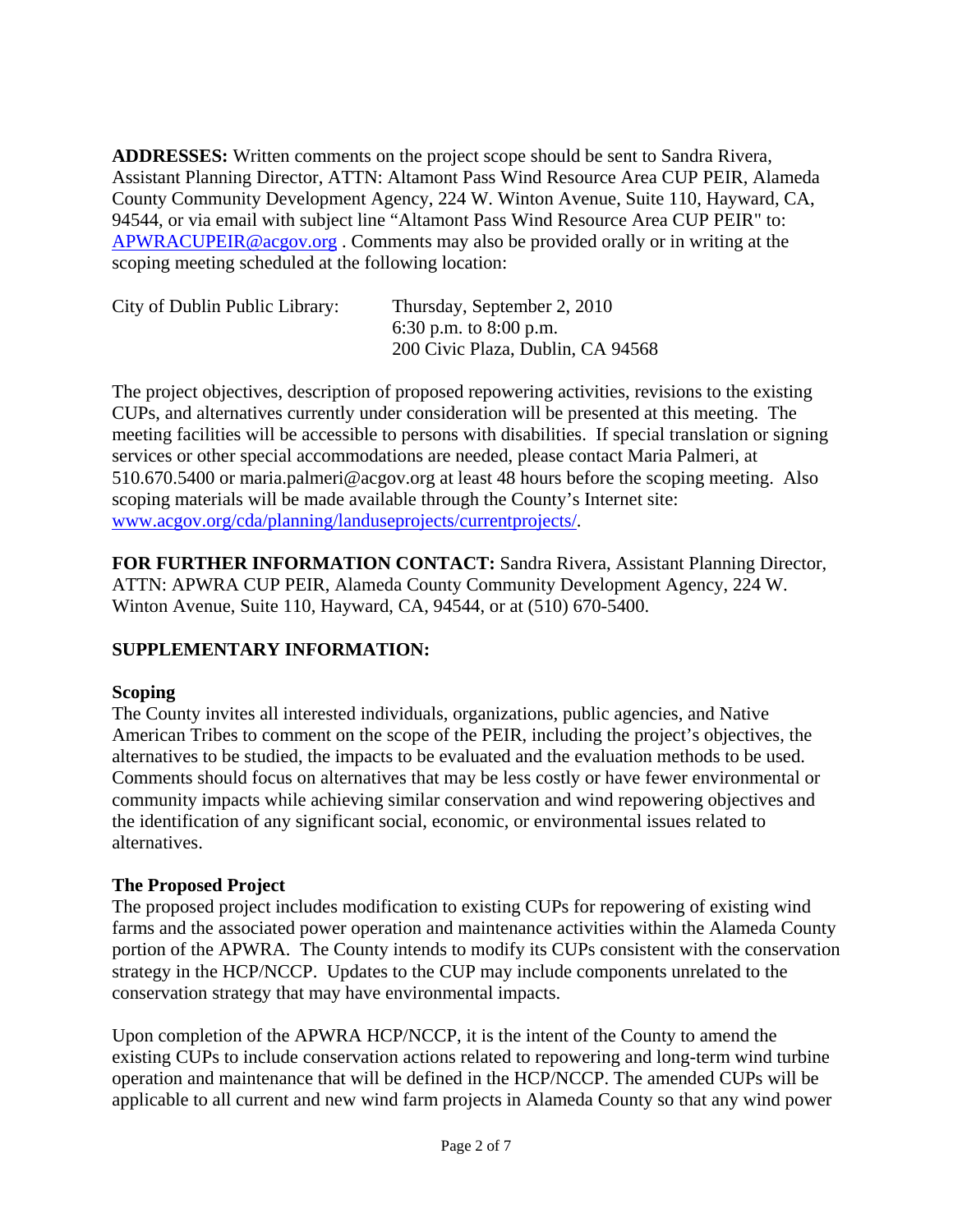**ADDRESSES:** Written comments on the project scope should be sent to Sandra Rivera, Assistant Planning Director, ATTN: Altamont Pass Wind Resource Area CUP PEIR, Alameda County Community Development Agency, 224 W. Winton Avenue, Suite 110, Hayward, CA, 94544, or via email with subject line "Altamont Pass Wind Resource Area CUP PEIR" to: APWRACUPEIR@acgov.org . Comments may also be provided orally or in writing at the scoping meeting scheduled at the following location:

City of Dublin Public Library: Thursday, September 2, 2010
6:30 p.m. to 8:00 p.m.
200 Civic Plaza, Dublin, CA 94568

The project objectives, description of proposed repowering activities, revisions to the existing CUPs, and alternatives currently under consideration will be presented at this meeting. The meeting facilities will be accessible to persons with disabilities. If special translation or signing services or other special accommodations are needed, please contact Maria Palmeri, at 510.670.5400 or maria.palmeri@acgov.org at least 48 hours before the scoping meeting. Also scoping materials will be made available through the County's Internet site: www.acgov.org/cda/planning/landuseprojects/currentprojects/.

**FOR FURTHER INFORMATION CONTACT:** Sandra Rivera, Assistant Planning Director, ATTN: APWRA CUP PEIR, Alameda County Community Development Agency, 224 W. Winton Avenue, Suite 110, Hayward, CA, 94544, or at (510) 670-5400.

## SUPPLEMENTARY INFORMATION:

### Scoping

The County invites all interested individuals, organizations, public agencies, and Native American Tribes to comment on the scope of the PEIR, including the project's objectives, the alternatives to be studied, the impacts to be evaluated and the evaluation methods to be used. Comments should focus on alternatives that may be less costly or have fewer environmental or community impacts while achieving similar conservation and wind repowering objectives and the identification of any significant social, economic, or environmental issues related to alternatives.

### The Proposed Project

The proposed project includes modification to existing CUPs for repowering of existing wind farms and the associated power operation and maintenance activities within the Alameda County portion of the APWRA. The County intends to modify its CUPs consistent with the conservation strategy in the HCP/NCCP. Updates to the CUP may include components unrelated to the conservation strategy that may have environmental impacts.

Upon completion of the APWRA HCP/NCCP, it is the intent of the County to amend the existing CUPs to include conservation actions related to repowering and long-term wind turbine operation and maintenance that will be defined in the HCP/NCCP. The amended CUPs will be applicable to all current and new wind farm projects in Alameda County so that any wind power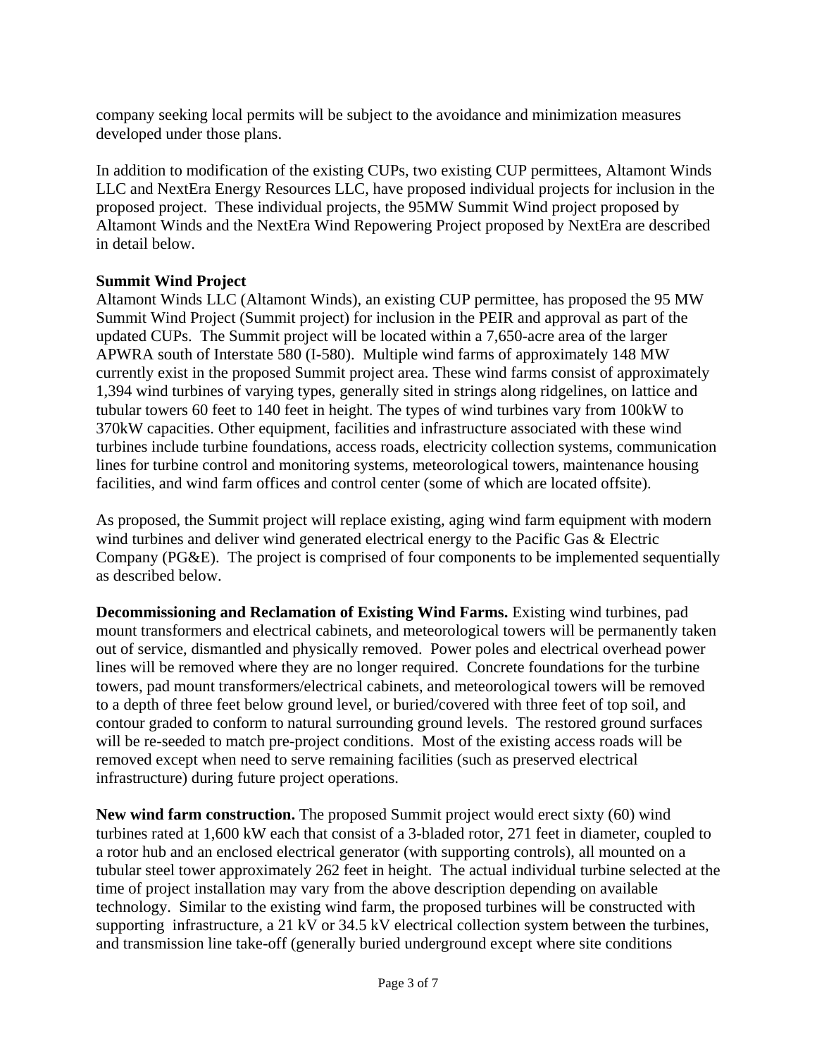company seeking local permits will be subject to the avoidance and minimization measures developed under those plans.

In addition to modification of the existing CUPs, two existing CUP permittees, Altamont Winds LLC and NextEra Energy Resources LLC, have proposed individual projects for inclusion in the proposed project. These individual projects, the 95MW Summit Wind project proposed by Altamont Winds and the NextEra Wind Repowering Project proposed by NextEra are described in detail below.

**Summit Wind Project**

Altamont Winds LLC (Altamont Winds), an existing CUP permittee, has proposed the 95 MW Summit Wind Project (Summit project) for inclusion in the PEIR and approval as part of the updated CUPs. The Summit project will be located within a 7,650-acre area of the larger APWRA south of Interstate 580 (I-580). Multiple wind farms of approximately 148 MW currently exist in the proposed Summit project area. These wind farms consist of approximately 1,394 wind turbines of varying types, generally sited in strings along ridgelines, on lattice and tubular towers 60 feet to 140 feet in height. The types of wind turbines vary from 100kW to 370kW capacities. Other equipment, facilities and infrastructure associated with these wind turbines include turbine foundations, access roads, electricity collection systems, communication lines for turbine control and monitoring systems, meteorological towers, maintenance housing facilities, and wind farm offices and control center (some of which are located offsite).

As proposed, the Summit project will replace existing, aging wind farm equipment with modern wind turbines and deliver wind generated electrical energy to the Pacific Gas & Electric Company (PG&E). The project is comprised of four components to be implemented sequentially as described below.

**Decommissioning and Reclamation of Existing Wind Farms.** Existing wind turbines, pad mount transformers and electrical cabinets, and meteorological towers will be permanently taken out of service, dismantled and physically removed. Power poles and electrical overhead power lines will be removed where they are no longer required. Concrete foundations for the turbine towers, pad mount transformers/electrical cabinets, and meteorological towers will be removed to a depth of three feet below ground level, or buried/covered with three feet of top soil, and contour graded to conform to natural surrounding ground levels. The restored ground surfaces will be re-seeded to match pre-project conditions. Most of the existing access roads will be removed except when need to serve remaining facilities (such as preserved electrical infrastructure) during future project operations.

**New wind farm construction.** The proposed Summit project would erect sixty (60) wind turbines rated at 1,600 kW each that consist of a 3-bladed rotor, 271 feet in diameter, coupled to a rotor hub and an enclosed electrical generator (with supporting controls), all mounted on a tubular steel tower approximately 262 feet in height. The actual individual turbine selected at the time of project installation may vary from the above description depending on available technology. Similar to the existing wind farm, the proposed turbines will be constructed with supporting infrastructure, a 21 kV or 34.5 kV electrical collection system between the turbines, and transmission line take-off (generally buried underground except where site conditions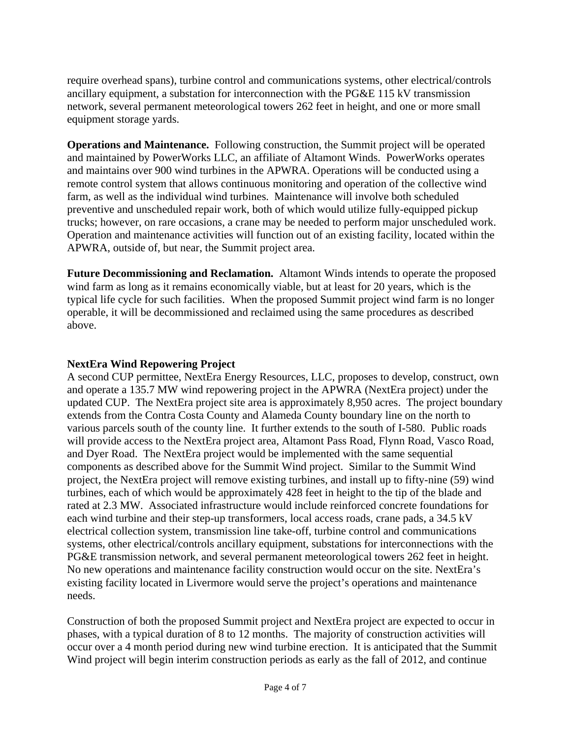require overhead spans), turbine control and communications systems, other electrical/controls ancillary equipment, a substation for interconnection with the PG&E 115 kV transmission network, several permanent meteorological towers 262 feet in height, and one or more small equipment storage yards.

**Operations and Maintenance.** Following construction, the Summit project will be operated and maintained by PowerWorks LLC, an affiliate of Altamont Winds. PowerWorks operates and maintains over 900 wind turbines in the APWRA. Operations will be conducted using a remote control system that allows continuous monitoring and operation of the collective wind farm, as well as the individual wind turbines. Maintenance will involve both scheduled preventive and unscheduled repair work, both of which would utilize fully-equipped pickup trucks; however, on rare occasions, a crane may be needed to perform major unscheduled work. Operation and maintenance activities will function out of an existing facility, located within the APWRA, outside of, but near, the Summit project area.

**Future Decommissioning and Reclamation.** Altamont Winds intends to operate the proposed wind farm as long as it remains economically viable, but at least for 20 years, which is the typical life cycle for such facilities. When the proposed Summit project wind farm is no longer operable, it will be decommissioned and reclaimed using the same procedures as described above.

### NextEra Wind Repowering Project

A second CUP permittee, NextEra Energy Resources, LLC, proposes to develop, construct, own and operate a 135.7 MW wind repowering project in the APWRA (NextEra project) under the updated CUP. The NextEra project site area is approximately 8,950 acres. The project boundary extends from the Contra Costa County and Alameda County boundary line on the north to various parcels south of the county line. It further extends to the south of I-580. Public roads will provide access to the NextEra project area, Altamont Pass Road, Flynn Road, Vasco Road, and Dyer Road. The NextEra project would be implemented with the same sequential components as described above for the Summit Wind project. Similar to the Summit Wind project, the NextEra project will remove existing turbines, and install up to fifty-nine (59) wind turbines, each of which would be approximately 428 feet in height to the tip of the blade and rated at 2.3 MW. Associated infrastructure would include reinforced concrete foundations for each wind turbine and their step-up transformers, local access roads, crane pads, a 34.5 kV electrical collection system, transmission line take-off, turbine control and communications systems, other electrical/controls ancillary equipment, substations for interconnections with the PG&E transmission network, and several permanent meteorological towers 262 feet in height. No new operations and maintenance facility construction would occur on the site. NextEra's existing facility located in Livermore would serve the project's operations and maintenance needs.

Construction of both the proposed Summit project and NextEra project are expected to occur in phases, with a typical duration of 8 to 12 months. The majority of construction activities will occur over a 4 month period during new wind turbine erection. It is anticipated that the Summit Wind project will begin interim construction periods as early as the fall of 2012, and continue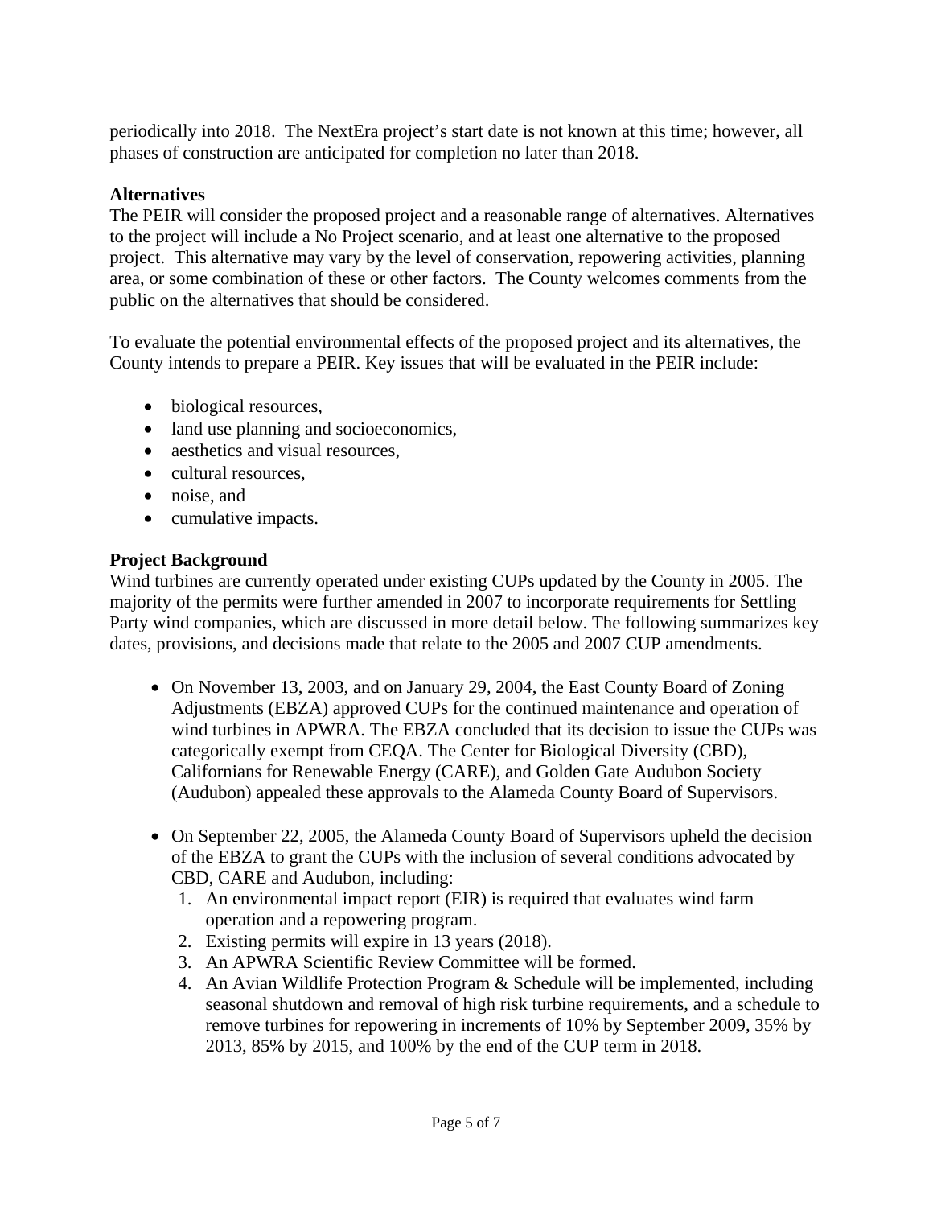periodically into 2018. The NextEra project's start date is not known at this time; however, all phases of construction are anticipated for completion no later than 2018.

**Alternatives**

The PEIR will consider the proposed project and a reasonable range of alternatives. Alternatives to the project will include a No Project scenario, and at least one alternative to the proposed project. This alternative may vary by the level of conservation, repowering activities, planning area, or some combination of these or other factors. The County welcomes comments from the public on the alternatives that should be considered.

To evaluate the potential environmental effects of the proposed project and its alternatives, the County intends to prepare a PEIR. Key issues that will be evaluated in the PEIR include:

- biological resources,
- land use planning and socioeconomics,
- aesthetics and visual resources,
- cultural resources,
- noise, and
- cumulative impacts.

**Project Background**

Wind turbines are currently operated under existing CUPs updated by the County in 2005. The majority of the permits were further amended in 2007 to incorporate requirements for Settling Party wind companies, which are discussed in more detail below. The following summarizes key dates, provisions, and decisions made that relate to the 2005 and 2007 CUP amendments.

- On November 13, 2003, and on January 29, 2004, the East County Board of Zoning Adjustments (EBZA) approved CUPs for the continued maintenance and operation of wind turbines in APWRA. The EBZA concluded that its decision to issue the CUPs was categorically exempt from CEQA. The Center for Biological Diversity (CBD), Californians for Renewable Energy (CARE), and Golden Gate Audubon Society (Audubon) appealed these approvals to the Alameda County Board of Supervisors.

- On September 22, 2005, the Alameda County Board of Supervisors upheld the decision of the EBZA to grant the CUPs with the inclusion of several conditions advocated by CBD, CARE and Audubon, including:
  1. An environmental impact report (EIR) is required that evaluates wind farm operation and a repowering program.
  2. Existing permits will expire in 13 years (2018).
  3. An APWRA Scientific Review Committee will be formed.
  4. An Avian Wildlife Protection Program & Schedule will be implemented, including seasonal shutdown and removal of high risk turbine requirements, and a schedule to remove turbines for repowering in increments of 10% by September 2009, 35% by 2013, 85% by 2015, and 100% by the end of the CUP term in 2018.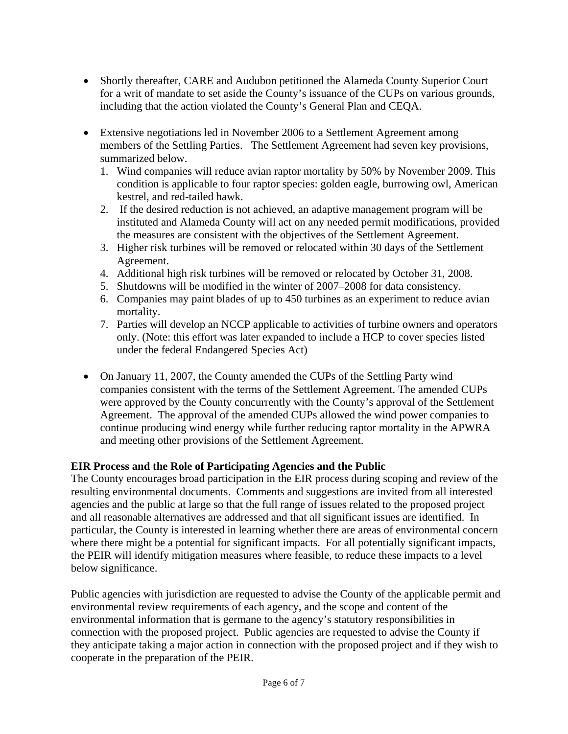- Shortly thereafter, CARE and Audubon petitioned the Alameda County Superior Court for a writ of mandate to set aside the County's issuance of the CUPs on various grounds, including that the action violated the County's General Plan and CEQA.

- Extensive negotiations led in November 2006 to a Settlement Agreement among members of the Settling Parties. The Settlement Agreement had seven key provisions, summarized below.
  1. Wind companies will reduce avian raptor mortality by 50% by November 2009. This condition is applicable to four raptor species: golden eagle, burrowing owl, American kestrel, and red-tailed hawk.
  2. If the desired reduction is not achieved, an adaptive management program will be instituted and Alameda County will act on any needed permit modifications, provided the measures are consistent with the objectives of the Settlement Agreement.
  3. Higher risk turbines will be removed or relocated within 30 days of the Settlement Agreement.
  4. Additional high risk turbines will be removed or relocated by October 31, 2008.
  5. Shutdowns will be modified in the winter of 2007–2008 for data consistency.
  6. Companies may paint blades of up to 450 turbines as an experiment to reduce avian mortality.
  7. Parties will develop an NCCP applicable to activities of turbine owners and operators only. (Note: this effort was later expanded to include a HCP to cover species listed under the federal Endangered Species Act)

- On January 11, 2007, the County amended the CUPs of the Settling Party wind companies consistent with the terms of the Settlement Agreement. The amended CUPs were approved by the County concurrently with the County's approval of the Settlement Agreement. The approval of the amended CUPs allowed the wind power companies to continue producing wind energy while further reducing raptor mortality in the APWRA and meeting other provisions of the Settlement Agreement.

**EIR Process and the Role of Participating Agencies and the Public**

The County encourages broad participation in the EIR process during scoping and review of the resulting environmental documents. Comments and suggestions are invited from all interested agencies and the public at large so that the full range of issues related to the proposed project and all reasonable alternatives are addressed and that all significant issues are identified. In particular, the County is interested in learning whether there are areas of environmental concern where there might be a potential for significant impacts. For all potentially significant impacts, the PEIR will identify mitigation measures where feasible, to reduce these impacts to a level below significance.

Public agencies with jurisdiction are requested to advise the County of the applicable permit and environmental review requirements of each agency, and the scope and content of the environmental information that is germane to the agency's statutory responsibilities in connection with the proposed project. Public agencies are requested to advise the County if they anticipate taking a major action in connection with the proposed project and if they wish to cooperate in the preparation of the PEIR.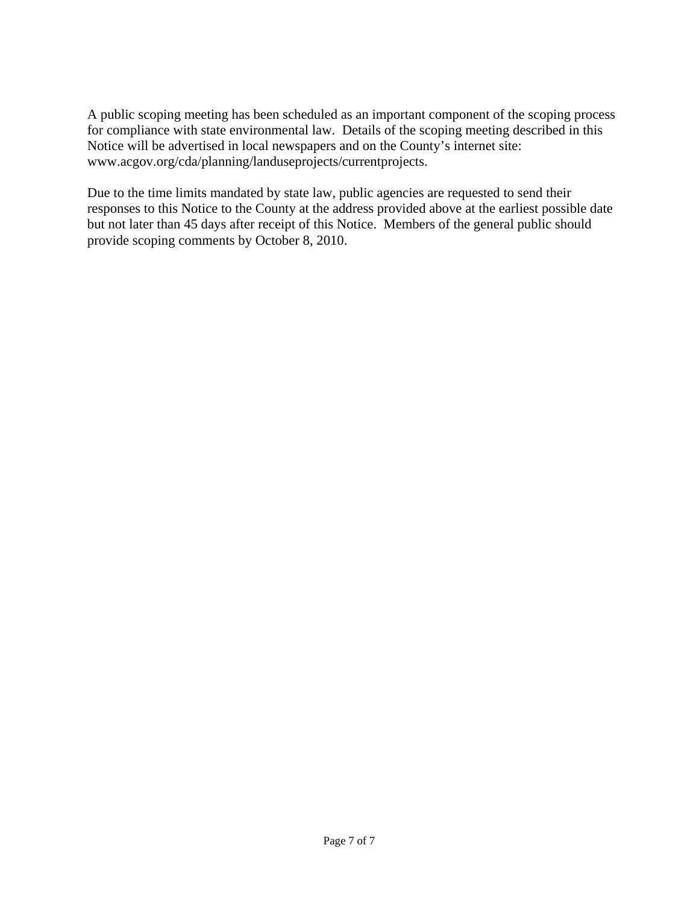A public scoping meeting has been scheduled as an important component of the scoping process for compliance with state environmental law. Details of the scoping meeting described in this Notice will be advertised in local newspapers and on the County's internet site: www.acgov.org/cda/planning/landuseprojects/currentprojects.

Due to the time limits mandated by state law, public agencies are requested to send their responses to this Notice to the County at the address provided above at the earliest possible date but not later than 45 days after receipt of this Notice. Members of the general public should provide scoping comments by October 8, 2010.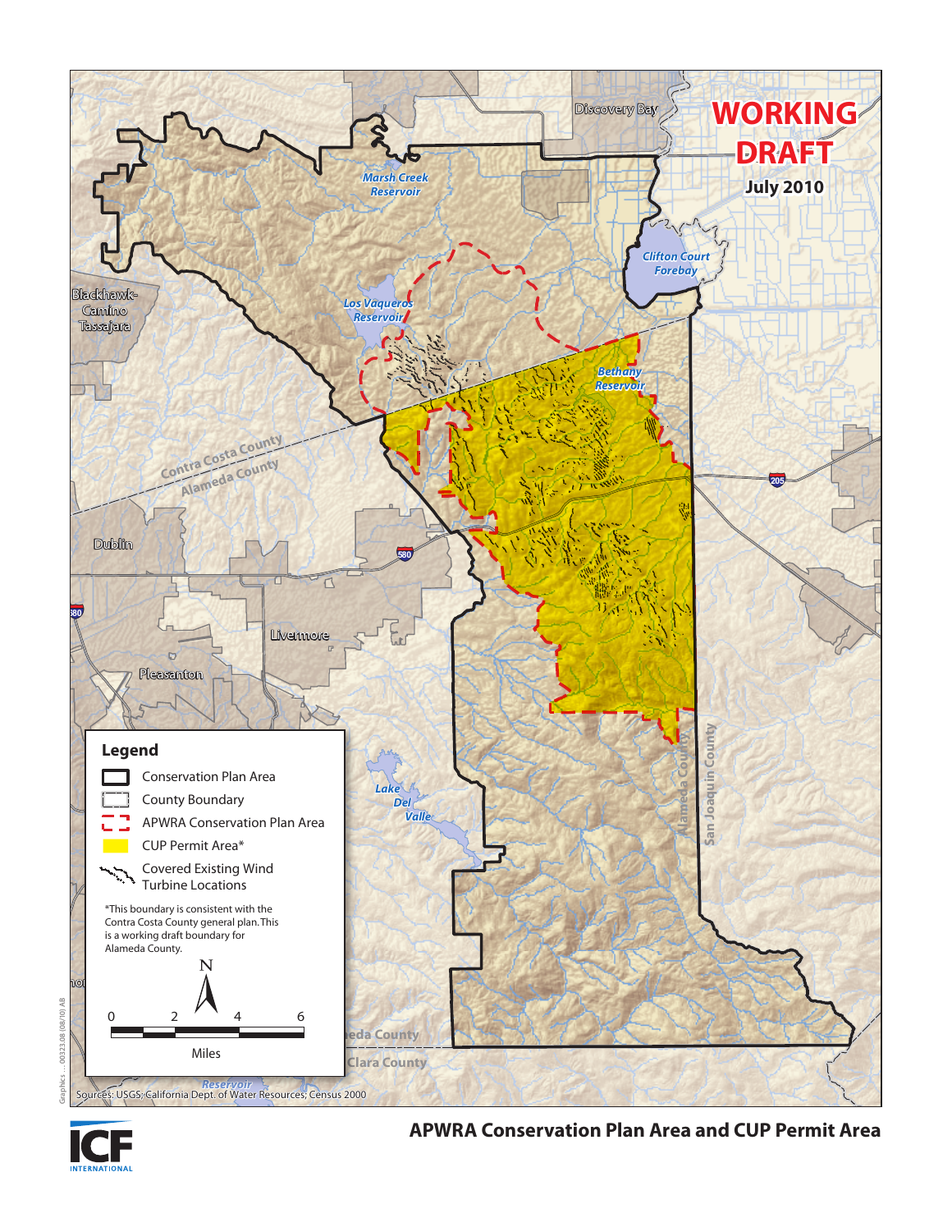WORKING DRAFT

July 2010

Discovery Bay

Marsh Creek Reservoir

Clifton Court Forebay

Blackhawk-Camino Tassajara

Los Vaqueros Reservoir

Bethany Reservoir

Contra Costa County

Alameda County

205

Dublin

580

Livermore

Pleasanton

Lake Del Valle

Alameda County

San Joaquin County

**Legend**

Conservation Plan Area

County Boundary

APWRA Conservation Plan Area

CUP Permit Area*

Covered Existing Wind Turbine Locations

*This boundary is consistent with the Contra Costa County general plan. This is a working draft boundary for Alameda County.

N

0 2 4 6

Miles

eda County

Clara County

Reservoir

Sources: USGS; California Dept. of Water Resources; Census 2000

Graphics ... 00323.08 (08/10) AB

ICF INTERNATIONAL

**APWRA Conservation Plan Area and CUP Permit Area**